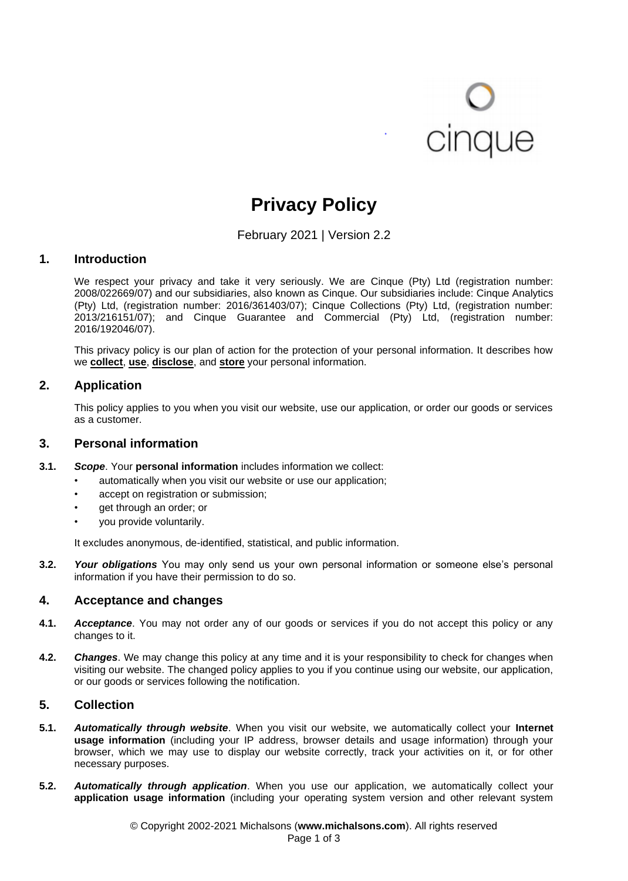# Privacy Policy

February 2021 | Version 2.2

## 1. Introduction

We respect your privacy and take it very seriously. We are Cinque (Pty) Ltd (registration number: 2008/022669/07) and our subsidiaries, also known as Cinque. Our subsidiaries include: Cinque Analytics (Pty) Ltd, (registration number: 2016/361403/07); Cinque Collections (Pty) Ltd, (registration number: 2013/216151/07); and Cinque Guarantee and Commercial (Pty) Ltd, (registration number: 2016/192046/07).

This privacy policy is our plan of action for the protection of your personal information. It describes how we **collect**, **use**, **disclose**, and **store** your personal information.

## 2. Application

This policy applies to you when you visit our website, use our application, or order our goods or services as a customer.

## 3. Personal information

**3.1.** ***Scope***. Your **personal information** includes information we collect:

- automatically when you visit our website or use our application;
- accept on registration or submission;
- get through an order; or
- you provide voluntarily.

It excludes anonymous, de-identified, statistical, and public information.

**3.2.** ***Your obligations*** You may only send us your own personal information or someone else's personal information if you have their permission to do so.

## 4. Acceptance and changes

**4.1.** ***Acceptance***. You may not order any of our goods or services if you do not accept this policy or any changes to it.

**4.2.** ***Changes***. We may change this policy at any time and it is your responsibility to check for changes when visiting our website. The changed policy applies to you if you continue using our website, our application, or our goods or services following the notification.

## 5. Collection

**5.1.** ***Automatically through website***. When you visit our website, we automatically collect your **Internet usage information** (including your IP address, browser details and usage information) through your browser, which we may use to display our website correctly, track your activities on it, or for other necessary purposes.

**5.2.** ***Automatically through application***. When you use our application, we automatically collect your **application usage information** (including your operating system version and other relevant system

© Copyright 2002-2021 Michalsons (**www.michalsons.com**). All rights reserved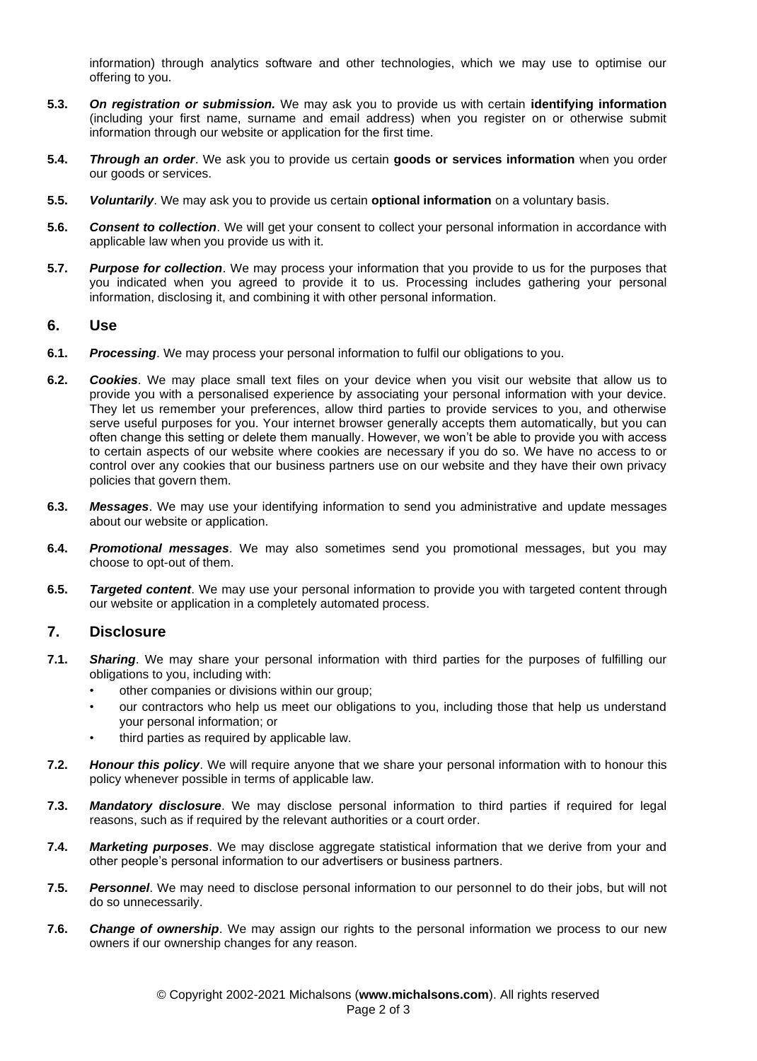information) through analytics software and other technologies, which we may use to optimise our offering to you.

**5.3.** ***On registration or submission.*** We may ask you to provide us with certain **identifying information** (including your first name, surname and email address) when you register on or otherwise submit information through our website or application for the first time.

**5.4.** ***Through an order***. We ask you to provide us certain **goods or services information** when you order our goods or services.

**5.5.** ***Voluntarily***. We may ask you to provide us certain **optional information** on a voluntary basis.

**5.6.** ***Consent to collection***. We will get your consent to collect your personal information in accordance with applicable law when you provide us with it.

**5.7.** ***Purpose for collection***. We may process your information that you provide to us for the purposes that you indicated when you agreed to provide it to us. Processing includes gathering your personal information, disclosing it, and combining it with other personal information.

## 6. Use

**6.1.** ***Processing***. We may process your personal information to fulfil our obligations to you.

**6.2.** ***Cookies***. We may place small text files on your device when you visit our website that allow us to provide you with a personalised experience by associating your personal information with your device. They let us remember your preferences, allow third parties to provide services to you, and otherwise serve useful purposes for you. Your internet browser generally accepts them automatically, but you can often change this setting or delete them manually. However, we won't be able to provide you with access to certain aspects of our website where cookies are necessary if you do so. We have no access to or control over any cookies that our business partners use on our website and they have their own privacy policies that govern them.

**6.3.** ***Messages***. We may use your identifying information to send you administrative and update messages about our website or application.

**6.4.** ***Promotional messages***. We may also sometimes send you promotional messages, but you may choose to opt-out of them.

**6.5.** ***Targeted content***. We may use your personal information to provide you with targeted content through our website or application in a completely automated process.

## 7. Disclosure

**7.1.** ***Sharing***. We may share your personal information with third parties for the purposes of fulfilling our obligations to you, including with:

- other companies or divisions within our group;
- our contractors who help us meet our obligations to you, including those that help us understand your personal information; or
- third parties as required by applicable law.

**7.2.** ***Honour this policy***. We will require anyone that we share your personal information with to honour this policy whenever possible in terms of applicable law.

**7.3.** ***Mandatory disclosure***. We may disclose personal information to third parties if required for legal reasons, such as if required by the relevant authorities or a court order.

**7.4.** ***Marketing purposes***. We may disclose aggregate statistical information that we derive from your and other people's personal information to our advertisers or business partners.

**7.5.** ***Personnel***. We may need to disclose personal information to our personnel to do their jobs, but will not do so unnecessarily.

**7.6.** ***Change of ownership***. We may assign our rights to the personal information we process to our new owners if our ownership changes for any reason.

© Copyright 2002-2021 Michalsons (**www.michalsons.com**). All rights reserved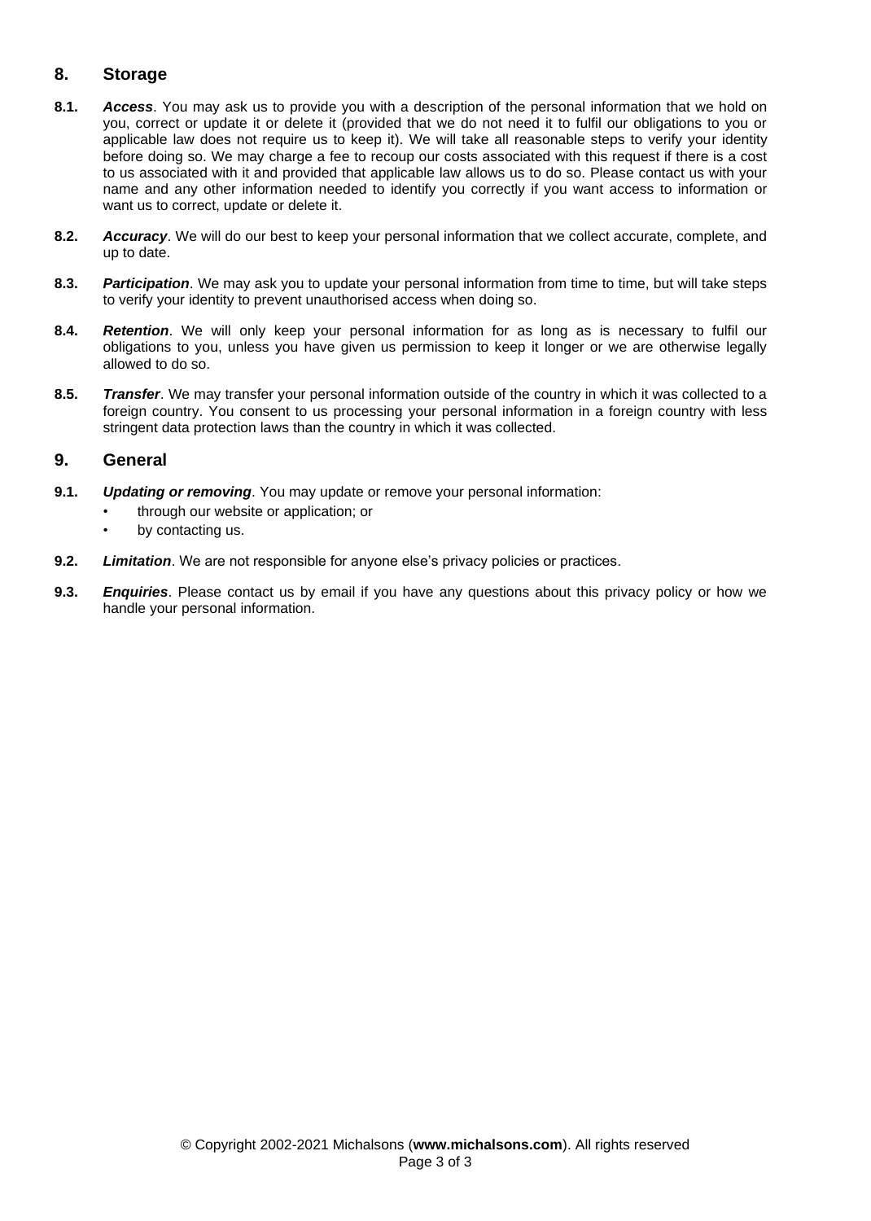## 8. Storage

**8.1.** ***Access***. You may ask us to provide you with a description of the personal information that we hold on you, correct or update it or delete it (provided that we do not need it to fulfil our obligations to you or applicable law does not require us to keep it). We will take all reasonable steps to verify your identity before doing so. We may charge a fee to recoup our costs associated with this request if there is a cost to us associated with it and provided that applicable law allows us to do so. Please contact us with your name and any other information needed to identify you correctly if you want access to information or want us to correct, update or delete it.

**8.2.** ***Accuracy***. We will do our best to keep your personal information that we collect accurate, complete, and up to date.

**8.3.** ***Participation***. We may ask you to update your personal information from time to time, but will take steps to verify your identity to prevent unauthorised access when doing so.

**8.4.** ***Retention***. We will only keep your personal information for as long as is necessary to fulfil our obligations to you, unless you have given us permission to keep it longer or we are otherwise legally allowed to do so.

**8.5.** ***Transfer***. We may transfer your personal information outside of the country in which it was collected to a foreign country. You consent to us processing your personal information in a foreign country with less stringent data protection laws than the country in which it was collected.

## 9. General

**9.1.** ***Updating or removing***. You may update or remove your personal information:

- through our website or application; or
- by contacting us.

**9.2.** ***Limitation***. We are not responsible for anyone else's privacy policies or practices.

**9.3.** ***Enquiries***. Please contact us by email if you have any questions about this privacy policy or how we handle your personal information.

© Copyright 2002-2021 Michalsons (**www.michalsons.com**). All rights reserved